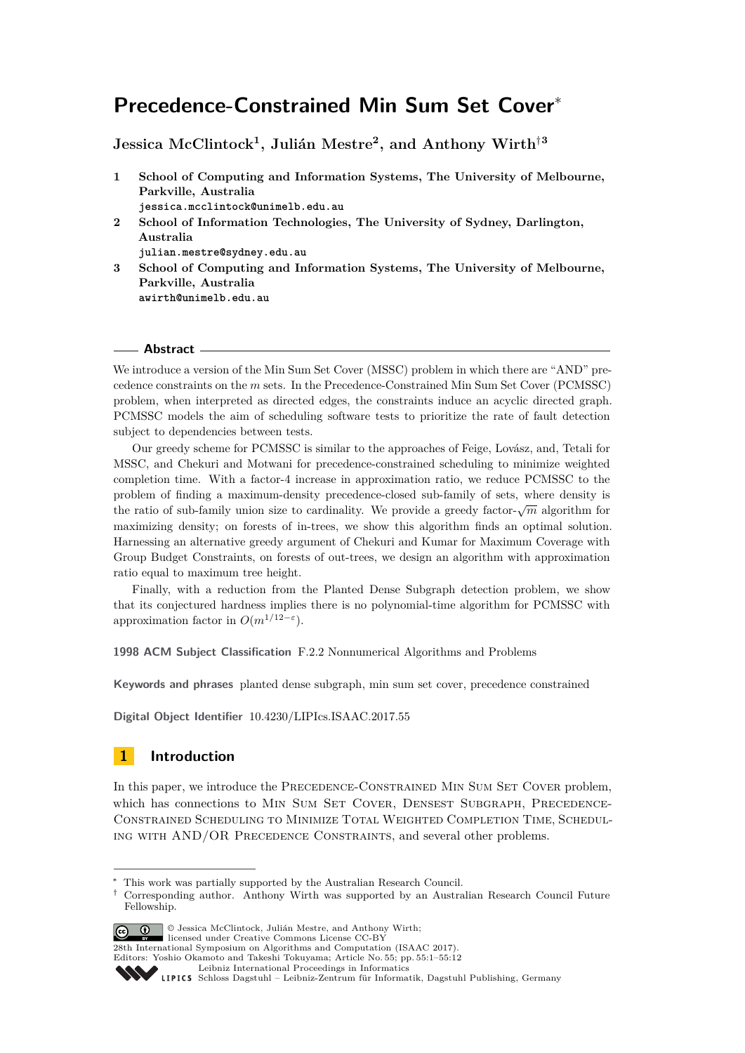# Precedence-Constrained Min Sum Set Cover*

**Jessica McClintock[1], Julián Mestre[2], and Anthony Wirth†[3]**

1 **School of Computing and Information Systems, The University of Melbourne, Parkville, Australia**
jessica.mcclintock@unimelb.edu.au

2 **School of Information Technologies, The University of Sydney, Darlington, Australia**
julian.mestre@sydney.edu.au

3 **School of Computing and Information Systems, The University of Melbourne, Parkville, Australia**
awirth@unimelb.edu.au

## Abstract

We introduce a version of the Min Sum Set Cover (MSSC) problem in which there are "AND" precedence constraints on the $m$ sets. In the Precedence-Constrained Min Sum Set Cover (PCMSSC) problem, when interpreted as directed edges, the constraints induce an acyclic directed graph. PCMSSC models the aim of scheduling software tests to prioritize the rate of fault detection subject to dependencies between tests.

Our greedy scheme for PCMSSC is similar to the approaches of Feige, Lovász, and, Tetali for MSSC, and Chekuri and Motwani for precedence-constrained scheduling to minimize weighted completion time. With a factor-4 increase in approximation ratio, we reduce PCMSSC to the problem of finding a maximum-density precedence-closed sub-family of sets, where density is the ratio of sub-family union size to cardinality. We provide a greedy factor-$\sqrt{m}$ algorithm for maximizing density; on forests of in-trees, we show this algorithm finds an optimal solution. Harnessing an alternative greedy argument of Chekuri and Kumar for Maximum Coverage with Group Budget Constraints, on forests of out-trees, we design an algorithm with approximation ratio equal to maximum tree height.

Finally, with a reduction from the Planted Dense Subgraph detection problem, we show that its conjectured hardness implies there is no polynomial-time algorithm for PCMSSC with approximation factor in $O(m^{1/12-\varepsilon})$.

**1998 ACM Subject Classification** F.2.2 Nonnumerical Algorithms and Problems

**Keywords and phrases** planted dense subgraph, min sum set cover, precedence constrained

**Digital Object Identifier** 10.4230/LIPIcs.ISAAC.2017.55

## 1 Introduction

In this paper, we introduce the Precedence-Constrained Min Sum Set Cover problem, which has connections to Min Sum Set Cover, Densest Subgraph, Precedence-Constrained Scheduling to Minimize Total Weighted Completion Time, Scheduling with AND/OR Precedence Constraints, and several other problems.

---

* This work was partially supported by the Australian Research Council.

† Corresponding author. Anthony Wirth was supported by an Australian Research Council Future Fellowship.

© Jessica McClintock, Julián Mestre, and Anthony Wirth; licensed under Creative Commons License CC-BY
28th International Symposium on Algorithms and Computation (ISAAC 2017).
Editors: Yoshio Okamoto and Takeshi Tokuyama; Article No. 55; pp. 55:1–55:12
Leibniz International Proceedings in Informatics
LIPICS Schloss Dagstuhl – Leibniz-Zentrum für Informatik, Dagstuhl Publishing, Germany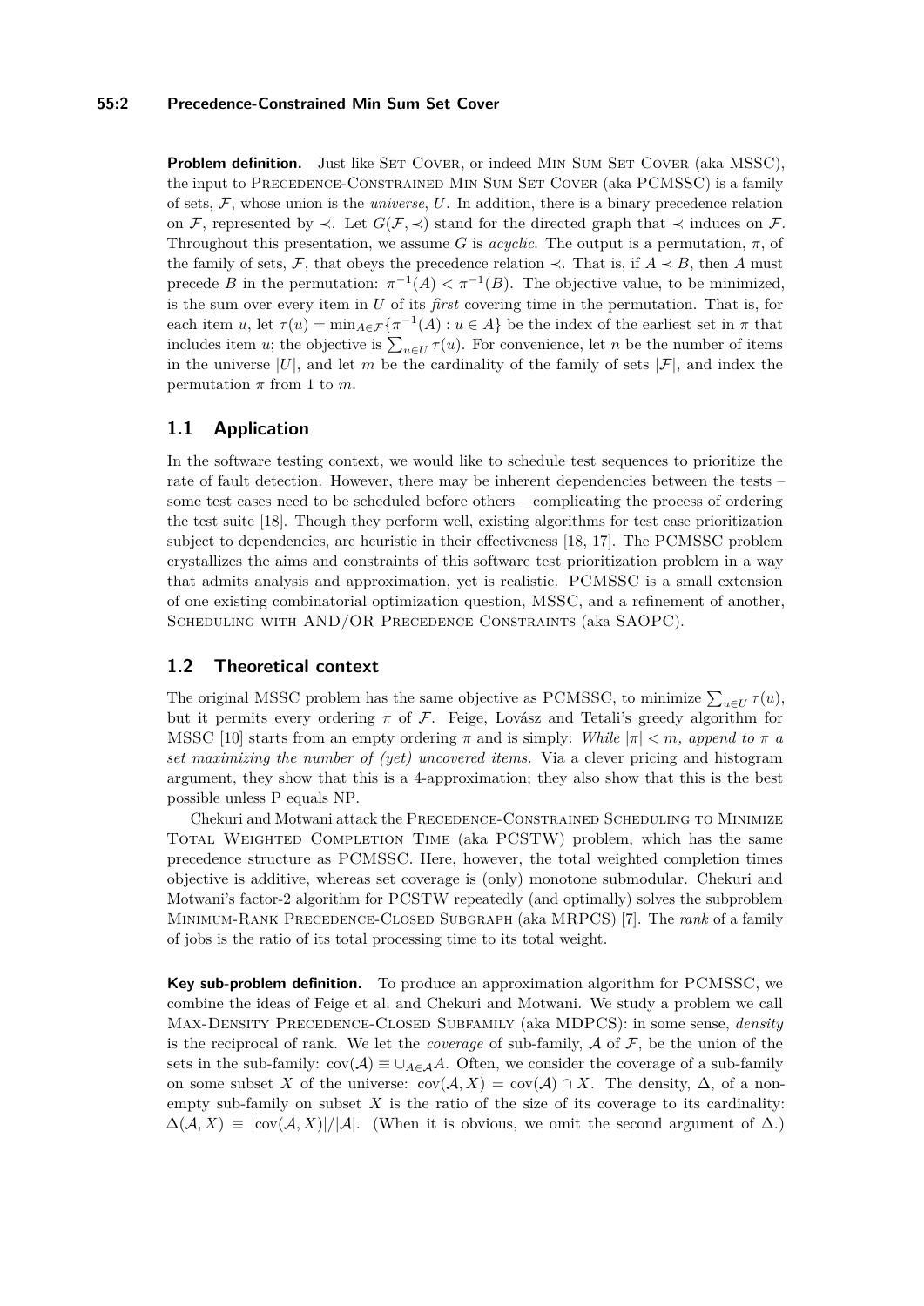**Problem definition.** Just like Set Cover, or indeed Min Sum Set Cover (aka MSSC), the input to Precedence-Constrained Min Sum Set Cover (aka PCMSSC) is a family of sets, $\mathcal{F}$, whose union is the *universe*, $U$. In addition, there is a binary precedence relation on $\mathcal{F}$, represented by $\prec$. Let $G(\mathcal{F}, \prec)$ stand for the directed graph that $\prec$ induces on $\mathcal{F}$. Throughout this presentation, we assume $G$ is *acyclic*. The output is a permutation, $\pi$, of the family of sets, $\mathcal{F}$, that obeys the precedence relation $\prec$. That is, if $A \prec B$, then $A$ must precede $B$ in the permutation: $\pi^{-1}(A) < \pi^{-1}(B)$. The objective value, to be minimized, is the sum over every item in $U$ of its *first* covering time in the permutation. That is, for each item $u$, let $\tau(u) = \min_{A \in \mathcal{F}} \{\pi^{-1}(A) : u \in A\}$ be the index of the earliest set in $\pi$ that includes item $u$; the objective is $\sum_{u \in U} \tau(u)$. For convenience, let $n$ be the number of items in the universe $|U|$, and let $m$ be the cardinality of the family of sets $|\mathcal{F}|$, and index the permutation $\pi$ from 1 to $m$.

## 1.1 Application

In the software testing context, we would like to schedule test sequences to prioritize the rate of fault detection. However, there may be inherent dependencies between the tests – some test cases need to be scheduled before others – complicating the process of ordering the test suite [18]. Though they perform well, existing algorithms for test case prioritization subject to dependencies, are heuristic in their effectiveness [18, 17]. The PCMSSC problem crystallizes the aims and constraints of this software test prioritization problem in a way that admits analysis and approximation, yet is realistic. PCMSSC is a small extension of one existing combinatorial optimization question, MSSC, and a refinement of another, Scheduling with AND/OR Precedence Constraints (aka SAOPC).

## 1.2 Theoretical context

The original MSSC problem has the same objective as PCMSSC, to minimize $\sum_{u \in U} \tau(u)$, but it permits every ordering $\pi$ of $\mathcal{F}$. Feige, Lovász and Tetali's greedy algorithm for MSSC [10] starts from an empty ordering $\pi$ and is simply: *While $|\pi| < m$, append to $\pi$ a set maximizing the number of (yet) uncovered items.* Via a clever pricing and histogram argument, they show that this is a 4-approximation; they also show that this is the best possible unless P equals NP.

Chekuri and Motwani attack the Precedence-Constrained Scheduling to Minimize Total Weighted Completion Time (aka PCSTW) problem, which has the same precedence structure as PCMSSC. Here, however, the total weighted completion times objective is additive, whereas set coverage is (only) monotone submodular. Chekuri and Motwani's factor-2 algorithm for PCSTW repeatedly (and optimally) solves the subproblem Minimum-Rank Precedence-Closed Subgraph (aka MRPCS) [7]. The *rank* of a family of jobs is the ratio of its total processing time to its total weight.

**Key sub-problem definition.** To produce an approximation algorithm for PCMSSC, we combine the ideas of Feige et al. and Chekuri and Motwani. We study a problem we call Max-Density Precedence-Closed Subfamily (aka MDPCS): in some sense, *density* is the reciprocal of rank. We let the *coverage* of sub-family, $\mathcal{A}$ of $\mathcal{F}$, be the union of the sets in the sub-family: $\text{cov}(\mathcal{A}) \equiv \cup_{A \in \mathcal{A}} A$. Often, we consider the coverage of a sub-family on some subset $X$ of the universe: $\text{cov}(\mathcal{A}, X) = \text{cov}(\mathcal{A}) \cap X$. The density, $\Delta$, of a non-empty sub-family on subset $X$ is the ratio of the size of its coverage to its cardinality: $\Delta(\mathcal{A}, X) \equiv |\text{cov}(\mathcal{A}, X)|/|\mathcal{A}|$. (When it is obvious, we omit the second argument of $\Delta$.)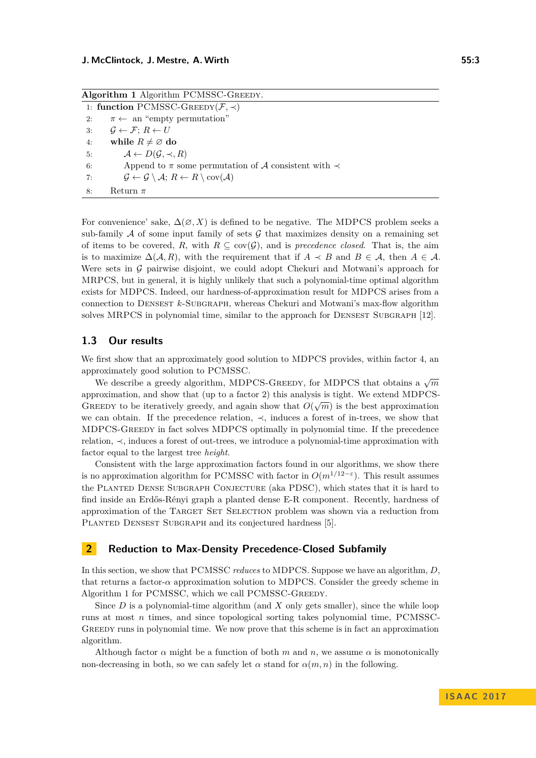**Algorithm 1** Algorithm PCMSSC-Greedy.

```
1: function PCMSSC-Greedy(F, ≺)
2:     π ← an "empty permutation"
3:     G ← F; R ← U
4:     while R ≠ ∅ do
5:         A ← D(G, ≺, R)
6:         Append to π some permutation of A consistent with ≺
7:         G ← G \ A; R ← R \ cov(A)
8:     Return π
```

For convenience' sake, $\Delta(\varnothing, X)$ is defined to be negative. The MDPCS problem seeks a sub-family $\mathcal{A}$ of some input family of sets $\mathcal{G}$ that maximizes density on a remaining set of items to be covered, $R$, with $R \subseteq \text{cov}(\mathcal{G})$, and is *precedence closed*. That is, the aim is to maximize $\Delta(\mathcal{A}, R)$, with the requirement that if $A \prec B$ and $B \in \mathcal{A}$, then $A \in \mathcal{A}$. Were sets in $\mathcal{G}$ pairwise disjoint, we could adopt Chekuri and Motwani's approach for MRPCS, but in general, it is highly unlikely that such a polynomial-time optimal algorithm exists for MDPCS. Indeed, our hardness-of-approximation result for MDPCS arises from a connection to Densest $k$-Subgraph, whereas Chekuri and Motwani's max-flow algorithm solves MRPCS in polynomial time, similar to the approach for Densest Subgraph [12].

### 1.3 Our results

We first show that an approximately good solution to MDPCS provides, within factor 4, an approximately good solution to PCMSSC.

We describe a greedy algorithm, MDPCS-Greedy, for MDPCS that obtains a $\sqrt{m}$ approximation, and show that (up to a factor 2) this analysis is tight. We extend MDPCS-Greedy to be iteratively greedy, and again show that $O(\sqrt{m})$ is the best approximation we can obtain. If the precedence relation, $\prec$, induces a forest of in-trees, we show that MDPCS-Greedy in fact solves MDPCS optimally in polynomial time. If the precedence relation, $\prec$, induces a forest of out-trees, we introduce a polynomial-time approximation with factor equal to the largest tree *height*.

Consistent with the large approximation factors found in our algorithms, we show there is no approximation algorithm for PCMSSC with factor in $O(m^{1/12-\varepsilon})$. This result assumes the Planted Dense Subgraph Conjecture (aka PDSC), which states that it is hard to find inside an Erdős-Rényi graph a planted dense E-R component. Recently, hardness of approximation of the Target Set Selection problem was shown via a reduction from Planted Densest Subgraph and its conjectured hardness [5].

## 2 Reduction to Max-Density Precedence-Closed Subfamily

In this section, we show that PCMSSC *reduces* to MDPCS. Suppose we have an algorithm, $D$, that returns a factor-$\alpha$ approximation solution to MDPCS. Consider the greedy scheme in Algorithm 1 for PCMSSC, which we call PCMSSC-Greedy.

Since $D$ is a polynomial-time algorithm (and $X$ only gets smaller), since the while loop runs at most $n$ times, and since topological sorting takes polynomial time, PCMSSC-Greedy runs in polynomial time. We now prove that this scheme is in fact an approximation algorithm.

Although factor $\alpha$ might be a function of both $m$ and $n$, we assume $\alpha$ is monotonically non-decreasing in both, so we can safely let $\alpha$ stand for $\alpha(m, n)$ in the following.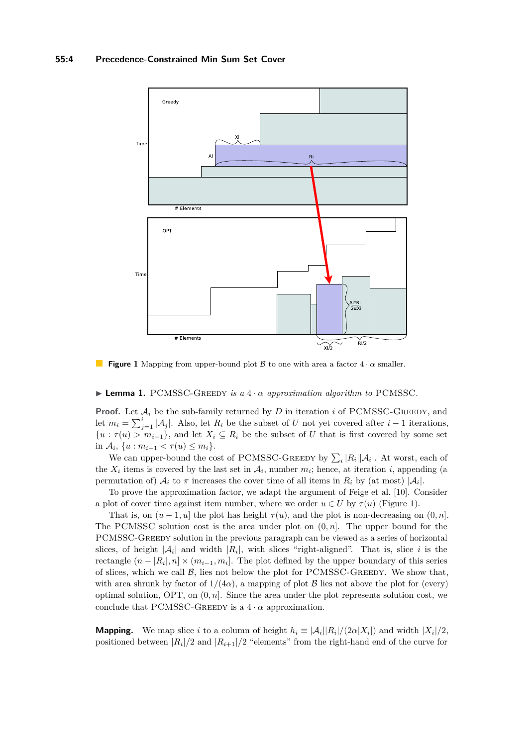**Figure 1** Mapping from upper-bound plot $\mathcal{B}$ to one with area a factor $4 \cdot \alpha$ smaller.

▶ **Lemma 1.** PCMSSC-Greedy *is a* $4 \cdot \alpha$ *approximation algorithm to* PCMSSC.

**Proof.** Let $\mathcal{A}_i$ be the sub-family returned by $D$ in iteration $i$ of PCMSSC-Greedy, and let $m_i = \sum_{j=1}^{i} |\mathcal{A}_j|$. Also, let $R_i$ be the subset of $U$ not yet covered after $i-1$ iterations, $\{u : \tau(u) > m_{i-1}\}$, and let $X_i \subseteq R_i$ be the subset of $U$ that is first covered by some set in $\mathcal{A}_i$, $\{u : m_{i-1} < \tau(u) \leq m_i\}$.

We can upper-bound the cost of PCMSSC-Greedy by $\sum_i |R_i||\mathcal{A}_i|$. At worst, each of the $X_i$ items is covered by the last set in $\mathcal{A}_i$, number $m_i$; hence, at iteration $i$, appending (a permutation of) $\mathcal{A}_i$ to $\pi$ increases the cover time of all items in $R_i$ by (at most) $|\mathcal{A}_i|$.

To prove the approximation factor, we adapt the argument of Feige et al. [10]. Consider a plot of cover time against item number, where we order $u \in U$ by $\tau(u)$ (Figure 1).

That is, on $(u-1, u]$ the plot has height $\tau(u)$, and the plot is non-decreasing on $(0, n]$. The PCMSSC solution cost is the area under plot on $(0, n]$. The upper bound for the PCMSSC-Greedy solution in the previous paragraph can be viewed as a series of horizontal slices, of height $|\mathcal{A}_i|$ and width $|R_i|$, with slices "right-aligned". That is, slice $i$ is the rectangle $(n - |R_i|, n] \times (m_{i-1}, m_i]$. The plot defined by the upper boundary of this series of slices, which we call $\mathcal{B}$, lies not below the plot for PCMSSC-Greedy. We show that, with area shrunk by factor of $1/(4\alpha)$, a mapping of plot $\mathcal{B}$ lies not above the plot for (every) optimal solution, OPT, on $(0, n]$. Since the area under the plot represents solution cost, we conclude that PCMSSC-Greedy is a $4 \cdot \alpha$ approximation.

**Mapping.** We map slice $i$ to a column of height $h_i \equiv |\mathcal{A}_i||R_i|/(2\alpha|X_i|)$ and width $|X_i|/2$, positioned between $|R_i|/2$ and $|R_{i+1}|/2$ "elements" from the right-hand end of the curve for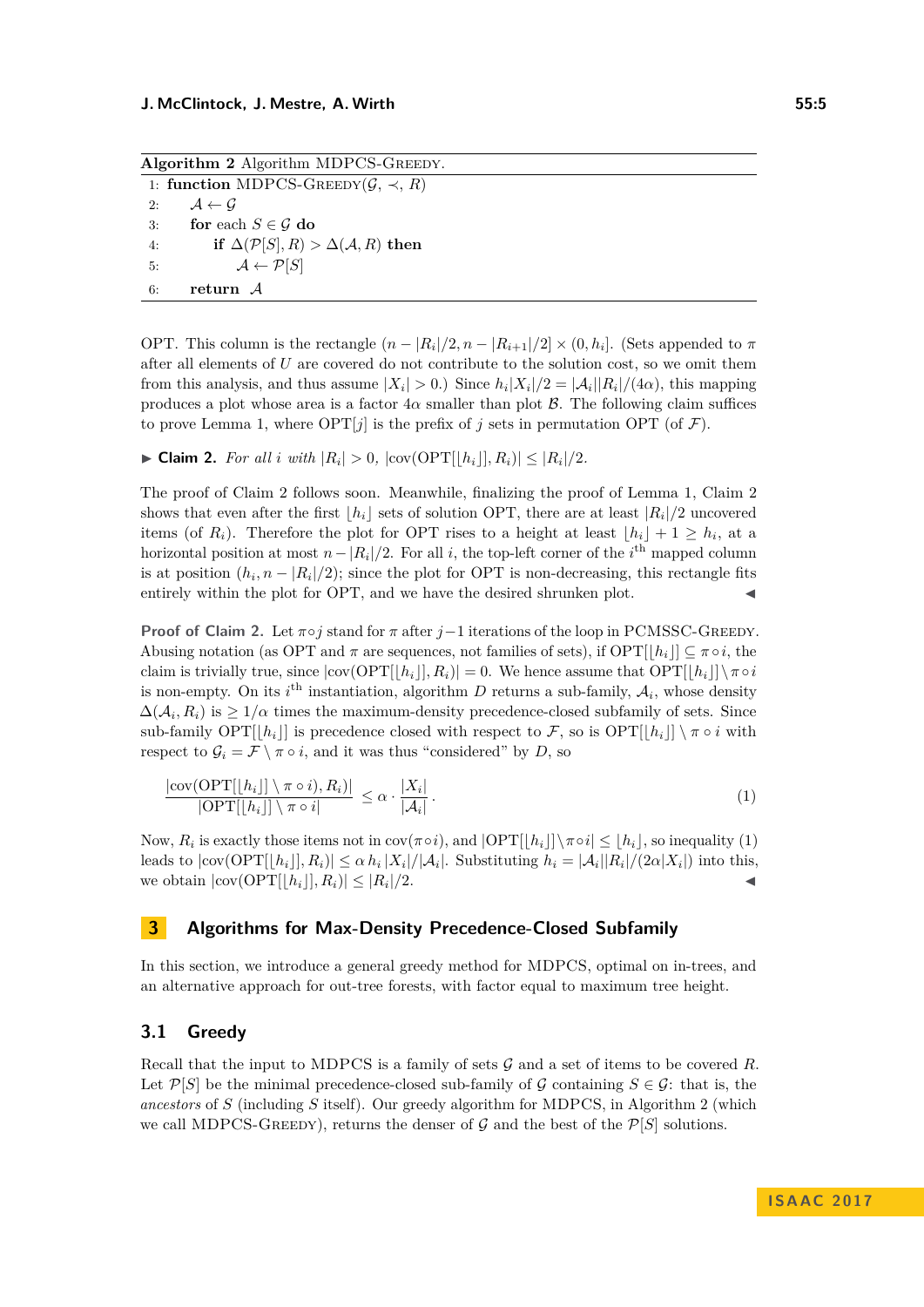**Algorithm 2** Algorithm MDPCS-Greedy.

```
1: function MDPCS-Greedy(𝒢, ≺, R)
2:     𝒜 ← 𝒢
3:     for each S ∈ 𝒢 do
4:         if Δ(𝒫[S], R) > Δ(𝒜, R) then
5:             𝒜 ← 𝒫[S]
6:     return 𝒜
```

OPT. This column is the rectangle $(n - |R_i|/2, n - |R_{i+1}|/2] \times (0, h_i]$. (Sets appended to $\pi$ after all elements of $U$ are covered do not contribute to the solution cost, so we omit them from this analysis, and thus assume $|X_i| > 0$.) Since $h_i|X_i|/2 = |\mathcal{A}_i||R_i|/(4\alpha)$, this mapping produces a plot whose area is a factor $4\alpha$ smaller than plot $\mathcal{B}$. The following claim suffices to prove Lemma 1, where $\mathrm{OPT}[j]$ is the prefix of $j$ sets in permutation OPT (of $\mathcal{F}$).

▶ **Claim 2.** *For all $i$ with $|R_i| > 0$, $|\mathrm{cov}(\mathrm{OPT}[\lfloor h_i \rfloor], R_i)| \leq |R_i|/2$.*

The proof of Claim 2 follows soon. Meanwhile, finalizing the proof of Lemma 1, Claim 2 shows that even after the first $\lfloor h_i \rfloor$ sets of solution OPT, there are at least $|R_i|/2$ uncovered items (of $R_i$). Therefore the plot for OPT rises to a height at least $\lfloor h_i \rfloor + 1 \geq h_i$, at a horizontal position at most $n - |R_i|/2$. For all $i$, the top-left corner of the $i^{\text{th}}$ mapped column is at position $(h_i, n - |R_i|/2)$; since the plot for OPT is non-decreasing, this rectangle fits entirely within the plot for OPT, and we have the desired shrunken plot. ◀

**Proof of Claim 2.** Let $\pi \circ j$ stand for $\pi$ after $j-1$ iterations of the loop in PCMSSC-Greedy. Abusing notation (as OPT and $\pi$ are sequences, not families of sets), if $\mathrm{OPT}[\lfloor h_i \rfloor] \subseteq \pi \circ i$, the claim is trivially true, since $|\mathrm{cov}(\mathrm{OPT}[\lfloor h_i \rfloor], R_i)| = 0$. We hence assume that $\mathrm{OPT}[\lfloor h_i \rfloor] \setminus \pi \circ i$ is non-empty. On its $i^{\text{th}}$ instantiation, algorithm $D$ returns a sub-family, $\mathcal{A}_i$, whose density $\Delta(\mathcal{A}_i, R_i)$ is $\geq 1/\alpha$ times the maximum-density precedence-closed subfamily of sets. Since sub-family $\mathrm{OPT}[\lfloor h_i \rfloor]$ is precedence closed with respect to $\mathcal{F}$, so is $\mathrm{OPT}[\lfloor h_i \rfloor] \setminus \pi \circ i$ with respect to $\mathcal{G}_i = \mathcal{F} \setminus \pi \circ i$, and it was thus "considered" by $D$, so

$$\frac{|\mathrm{cov}(\mathrm{OPT}[\lfloor h_i \rfloor] \setminus \pi \circ i), R_i)|}{|\mathrm{OPT}[\lfloor h_i \rfloor] \setminus \pi \circ i|} \leq \alpha \cdot \frac{|X_i|}{|\mathcal{A}_i|}. \tag{1}$$

Now, $R_i$ is exactly those items not in $\mathrm{cov}(\pi \circ i)$, and $|\mathrm{OPT}[\lfloor h_i \rfloor] \setminus \pi \circ i| \leq \lfloor h_i \rfloor$, so inequality (1) leads to $|\mathrm{cov}(\mathrm{OPT}[\lfloor h_i \rfloor], R_i)| \leq \alpha\, h_i\, |X_i|/|\mathcal{A}_i|$. Substituting $h_i = |\mathcal{A}_i||R_i|/(2\alpha|X_i|)$ into this, we obtain $|\mathrm{cov}(\mathrm{OPT}[\lfloor h_i \rfloor], R_i)| \leq |R_i|/2$. ◀

## 3 Algorithms for Max-Density Precedence-Closed Subfamily

In this section, we introduce a general greedy method for MDPCS, optimal on in-trees, and an alternative approach for out-tree forests, with factor equal to maximum tree height.

### 3.1 Greedy

Recall that the input to MDPCS is a family of sets $\mathcal{G}$ and a set of items to be covered $R$. Let $\mathcal{P}[S]$ be the minimal precedence-closed sub-family of $\mathcal{G}$ containing $S \in \mathcal{G}$: that is, the *ancestors* of $S$ (including $S$ itself). Our greedy algorithm for MDPCS, in Algorithm 2 (which we call MDPCS-Greedy), returns the denser of $\mathcal{G}$ and the best of the $\mathcal{P}[S]$ solutions.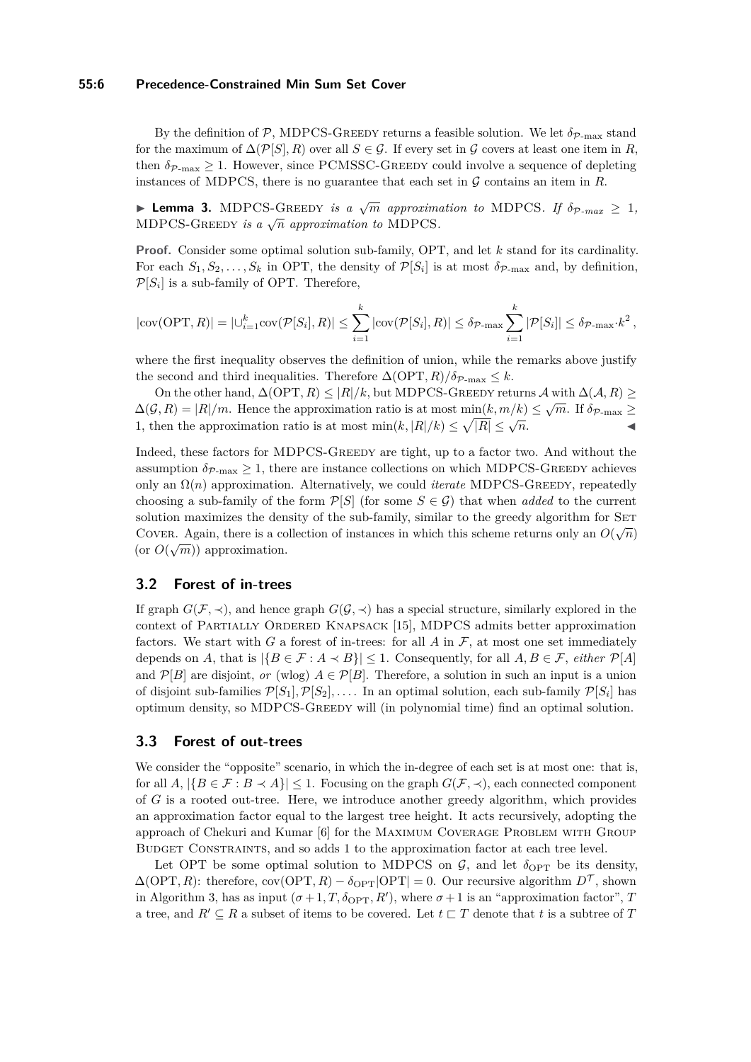By the definition of $\mathcal{P}$, MDPCS-Greedy returns a feasible solution. We let $\delta_{\mathcal{P}\text{-max}}$ stand for the maximum of $\Delta(\mathcal{P}[S], R)$ over all $S \in \mathcal{G}$. If every set in $\mathcal{G}$ covers at least one item in $R$, then $\delta_{\mathcal{P}\text{-max}} \geq 1$. However, since PCMSSC-Greedy could involve a sequence of depleting instances of MDPCS, there is no guarantee that each set in $\mathcal{G}$ contains an item in $R$.

▶ **Lemma 3.** *MDPCS-Greedy is a $\sqrt{m}$ approximation to MDPCS. If $\delta_{\mathcal{P}\text{-max}} \geq 1$, MDPCS-Greedy is a $\sqrt{n}$ approximation to MDPCS.*

**Proof.** Consider some optimal solution sub-family, OPT, and let $k$ stand for its cardinality. For each $S_1, S_2, \ldots, S_k$ in OPT, the density of $\mathcal{P}[S_i]$ is at most $\delta_{\mathcal{P}\text{-max}}$ and, by definition, $\mathcal{P}[S_i]$ is a sub-family of OPT. Therefore,

$$|\text{cov}(\text{OPT}, R)| = |\cup_{i=1}^{k} \text{cov}(\mathcal{P}[S_i], R)| \leq \sum_{i=1}^{k} |\text{cov}(\mathcal{P}[S_i], R)| \leq \delta_{\mathcal{P}\text{-max}} \sum_{i=1}^{k} |\mathcal{P}[S_i]| \leq \delta_{\mathcal{P}\text{-max}} \cdot k^2 ,$$

where the first inequality observes the definition of union, while the remarks above justify the second and third inequalities. Therefore $\Delta(\text{OPT}, R)/\delta_{\mathcal{P}\text{-max}} \leq k$.

On the other hand, $\Delta(\text{OPT}, R) \leq |R|/k$, but MDPCS-Greedy returns $\mathcal{A}$ with $\Delta(\mathcal{A}, R) \geq \Delta(\mathcal{G}, R) = |R|/m$. Hence the approximation ratio is at most $\min(k, m/k) \leq \sqrt{m}$. If $\delta_{\mathcal{P}\text{-max}} \geq 1$, then the approximation ratio is at most $\min(k, |R|/k) \leq \sqrt{|R|} \leq \sqrt{n}$. ◀

Indeed, these factors for MDPCS-Greedy are tight, up to a factor two. And without the assumption $\delta_{\mathcal{P}\text{-max}} \geq 1$, there are instance collections on which MDPCS-Greedy achieves only an $\Omega(n)$ approximation. Alternatively, we could *iterate* MDPCS-Greedy, repeatedly choosing a sub-family of the form $\mathcal{P}[S]$ (for some $S \in \mathcal{G}$) that when *added* to the current solution maximizes the density of the sub-family, similar to the greedy algorithm for Set Cover. Again, there is a collection of instances in which this scheme returns only an $O(\sqrt{n})$ (or $O(\sqrt{m})$) approximation.

## 3.2 Forest of in-trees

If graph $G(\mathcal{F}, \prec)$, and hence graph $G(\mathcal{G}, \prec)$ has a special structure, similarly explored in the context of Partially Ordered Knapsack [15], MDPCS admits better approximation factors. We start with $G$ a forest of in-trees: for all $A$ in $\mathcal{F}$, at most one set immediately depends on $A$, that is $|\{B \in \mathcal{F} : A \prec B\}| \leq 1$. Consequently, for all $A, B \in \mathcal{F}$, *either* $\mathcal{P}[A]$ and $\mathcal{P}[B]$ are disjoint, *or* (wlog) $A \in \mathcal{P}[B]$. Therefore, a solution in such an input is a union of disjoint sub-families $\mathcal{P}[S_1], \mathcal{P}[S_2], \ldots$. In an optimal solution, each sub-family $\mathcal{P}[S_i]$ has optimum density, so MDPCS-Greedy will (in polynomial time) find an optimal solution.

## 3.3 Forest of out-trees

We consider the "opposite" scenario, in which the in-degree of each set is at most one: that is, for all $A$, $|\{B \in \mathcal{F} : B \prec A\}| \leq 1$. Focusing on the graph $G(\mathcal{F}, \prec)$, each connected component of $G$ is a rooted out-tree. Here, we introduce another greedy algorithm, which provides an approximation factor equal to the largest tree height. It acts recursively, adopting the approach of Chekuri and Kumar [6] for the Maximum Coverage Problem with Group Budget Constraints, and so adds 1 to the approximation factor at each tree level.

Let OPT be some optimal solution to MDPCS on $\mathcal{G}$, and let $\delta_{\text{OPT}}$ be its density, $\Delta(\text{OPT}, R)$: therefore, $\text{cov}(\text{OPT}, R) - \delta_{\text{OPT}}|\text{OPT}| = 0$. Our recursive algorithm $D^{\mathcal{T}}$, shown in Algorithm 3, has as input $(\sigma + 1, T, \delta_{\text{OPT}}, R')$, where $\sigma + 1$ is an "approximation factor", $T$ a tree, and $R' \subseteq R$ a subset of items to be covered. Let $t \sqsubset T$ denote that $t$ is a subtree of $T$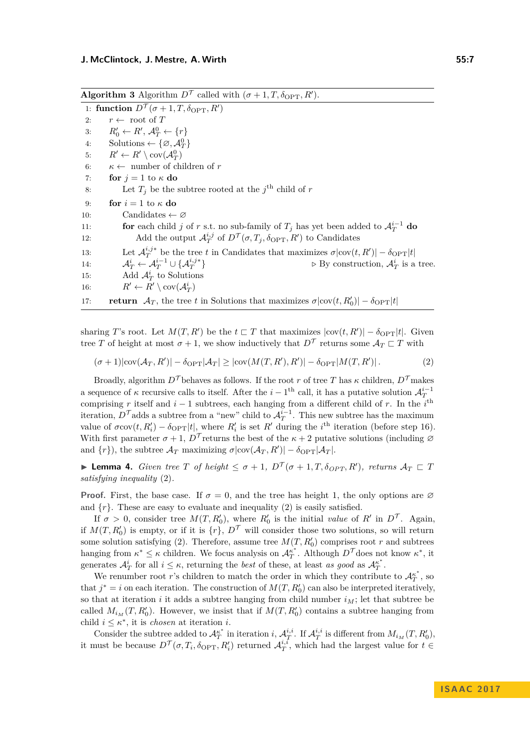**Algorithm 3** Algorithm $D^{\mathcal{T}}$ called with $(\sigma+1, T, \delta_{\text{OPT}}, R')$.

```
1:  function D^T(σ+1, T, δ_OPT, R')
2:      r ← root of T
3:      R'_0 ← R', A^0_T ← {r}
4:      Solutions ← {∅, A^0_T}
5:      R' ← R' \ cov(A^0_T)
6:      κ ← number of children of r
7:      for j = 1 to κ do
8:          Let T_j be the subtree rooted at the j^th child of r
9:      for i = 1 to κ do
10:         Candidates ← ∅
11:         for each child j of r s.t. no sub-family of T_j has yet been added to A^{i-1}_T do
12:             Add the output A^{i,j}_T of D^T(σ, T_j, δ_OPT, R') to Candidates
13:         Let A^{i,j*}_T be the tree t in Candidates that maximizes σ|cov(t, R')| − δ_OPT|t|
14:         A^i_T ← A^{i-1}_T ∪ {A^{i,j*}_T}                    ▷ By construction, A^i_T is a tree.
15:         Add A^i_T to Solutions
16:         R' ← R' \ cov(A^i_T)
17:     return A_T, the tree t in Solutions that maximizes σ|cov(t, R'_0)| − δ_OPT|t|
```

sharing $T$'s root. Let $M(T, R')$ be the $t \sqsubset T$ that maximizes $|\text{cov}(t, R')| - \delta_{\text{OPT}}|t|$. Given tree $T$ of height at most $\sigma + 1$, we show inductively that $D^{\mathcal{T}}$ returns some $\mathcal{A}_T \sqsubset T$ with

$$(\sigma+1)|\text{cov}(\mathcal{A}_T, R')| - \delta_{\text{OPT}}|\mathcal{A}_T| \geq |\text{cov}(M(T, R'), R')| - \delta_{\text{OPT}}|M(T, R')|\,. \tag{2}$$

Broadly, algorithm $D^{\mathcal{T}}$ behaves as follows. If the root $r$ of tree $T$ has $\kappa$ children, $D^{\mathcal{T}}$ makes a sequence of $\kappa$ recursive calls to itself. After the $i-1^{\text{th}}$ call, it has a putative solution $\mathcal{A}_T^{i-1}$ comprising $r$ itself and $i-1$ subtrees, each hanging from a different child of $r$. In the $i^{\text{th}}$ iteration, $D^{\mathcal{T}}$ adds a subtree from a "new" child to $\mathcal{A}_T^{i-1}$. This new subtree has the maximum value of $\sigma\text{cov}(t, R'_i) - \delta_{\text{OPT}}|t|$, where $R'_i$ is set $R'$ during the $i^{\text{th}}$ iteration (before step 16). With first parameter $\sigma + 1$, $D^{\mathcal{T}}$ returns the best of the $\kappa + 2$ putative solutions (including $\varnothing$ and $\{r\}$), the subtree $\mathcal{A}_T$ maximizing $\sigma|\text{cov}(\mathcal{A}_T, R')| - \delta_{\text{OPT}}|\mathcal{A}_T|$.

▶ **Lemma 4.** *Given tree $T$ of height $\leq \sigma + 1$, $D^{\mathcal{T}}(\sigma+1, T, \delta_{OPT}, R')$, returns $\mathcal{A}_T \sqsubset T$ satisfying inequality* (2).

**Proof.** First, the base case. If $\sigma = 0$, and the tree has height 1, the only options are $\varnothing$ and $\{r\}$. These are easy to evaluate and inequality (2) is easily satisfied.

If $\sigma > 0$, consider tree $M(T, R'_0)$, where $R'_0$ is the initial *value* of $R'$ in $D^{\mathcal{T}}$. Again, if $M(T, R'_0)$ is empty, or if it is $\{r\}$, $D^{\mathcal{T}}$ will consider those two solutions, so will return some solution satisfying (2). Therefore, assume tree $M(T, R'_0)$ comprises root $r$ and subtrees hanging from $\kappa^* \leq \kappa$ children. We focus analysis on $\mathcal{A}_T^{\kappa^*}$. Although $D^{\mathcal{T}}$ does not know $\kappa^*$, it generates $\mathcal{A}_T^i$ for all $i \leq \kappa$, returning the *best* of these, at least *as good* as $\mathcal{A}_T^{\kappa^*}$.

We renumber root $r$'s children to match the order in which they contribute to $\mathcal{A}_T^{\kappa^*}$, so that $j^* = i$ on each iteration. The construction of $M(T, R'_0)$ can also be interpreted iteratively, so that at iteration $i$ it adds a subtree hanging from child number $i_M$; let that subtree be called $M_{i_M}(T, R'_0)$. However, we insist that if $M(T, R'_0)$ contains a subtree hanging from child $i \leq \kappa^*$, it is *chosen* at iteration $i$.

Consider the subtree added to $\mathcal{A}_T^{\kappa^*}$ in iteration $i$, $\mathcal{A}_T^{i,i}$. If $\mathcal{A}_T^{i,i}$ is different from $M_{i_M}(T, R'_0)$, it must be because $D^{\mathcal{T}}(\sigma, T_i, \delta_{\text{OPT}}, R'_i)$ returned $\mathcal{A}_T^{i,i}$, which had the largest value for $t \in$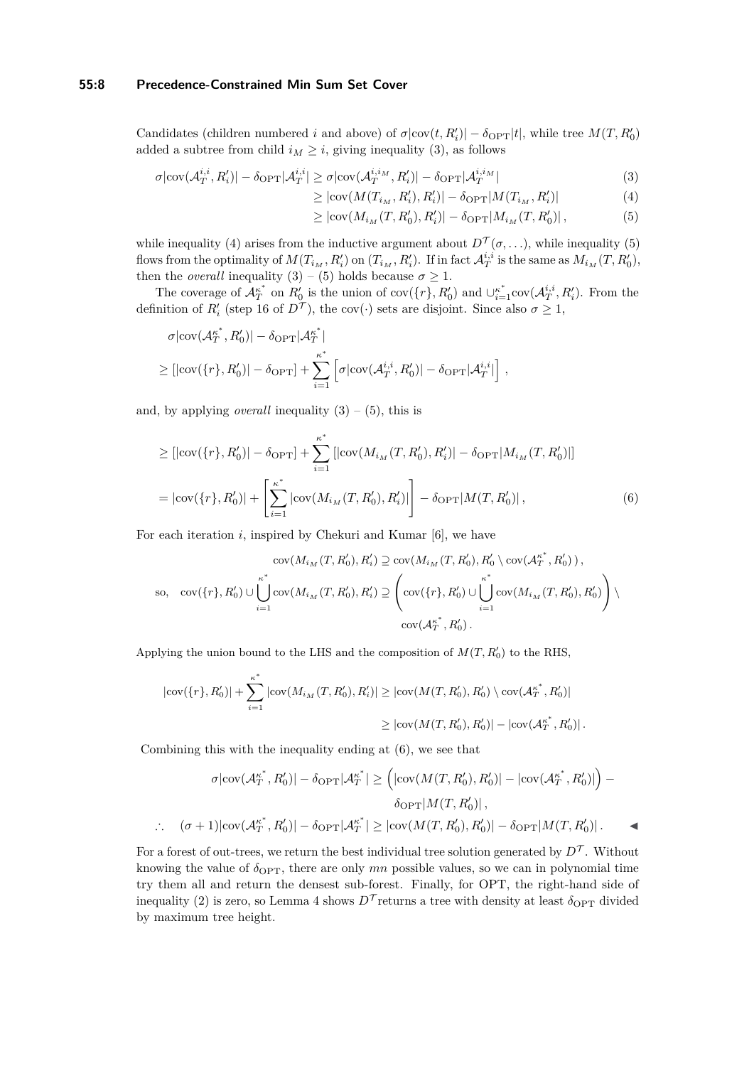Candidates (children numbered $i$ and above) of $\sigma|\text{cov}(t, R'_i)| - \delta_{\text{OPT}}|t|$, while tree $M(T, R'_0)$ added a subtree from child $i_M \geq i$, giving inequality (3), as follows

$$
\begin{aligned}
\sigma|\text{cov}(\mathcal{A}_T^{i,i}, R'_i)| - \delta_{\text{OPT}}|\mathcal{A}_T^{i,i}| &\geq \sigma|\text{cov}(\mathcal{A}_T^{i,i_M}, R'_i)| - \delta_{\text{OPT}}|\mathcal{A}_T^{i,i_M}| &(3)\\
&\geq |\text{cov}(M(T_{i_M}, R'_i), R'_i)| - \delta_{\text{OPT}}|M(T_{i_M}, R'_i)| &(4)\\
&\geq |\text{cov}(M_{i_M}(T, R'_0), R'_i)| - \delta_{\text{OPT}}|M_{i_M}(T, R'_0)|\,, &(5)
\end{aligned}
$$

while inequality (4) arises from the inductive argument about $D^{\mathcal{T}}(\sigma, \ldots)$, while inequality (5) flows from the optimality of $M(T_{i_M}, R'_i)$ on $(T_{i_M}, R'_i)$. If in fact $\mathcal{A}_T^{i,i}$ is the same as $M_{i_M}(T, R'_0)$, then the *overall* inequality (3) – (5) holds because $\sigma \geq 1$.

The coverage of $\mathcal{A}_T^{\kappa^*}$ on $R'_0$ is the union of $\text{cov}(\{r\}, R'_0)$ and $\cup_{i=1}^{\kappa^*}\text{cov}(\mathcal{A}_T^{i,i}, R'_i)$. From the definition of $R'_i$ (step 16 of $D^{\mathcal{T}}$), the $\text{cov}(\cdot)$ sets are disjoint. Since also $\sigma \geq 1$,

$$
\begin{aligned}
&\sigma|\text{cov}(\mathcal{A}_T^{\kappa^*}, R'_0)| - \delta_{\text{OPT}}|\mathcal{A}_T^{\kappa^*}|\\
&\geq [|\text{cov}(\{r\}, R'_0)| - \delta_{\text{OPT}}] + \sum_{i=1}^{\kappa^*}\left[\sigma|\text{cov}(\mathcal{A}_T^{i,i}, R'_i)| - \delta_{\text{OPT}}|\mathcal{A}_T^{i,i}|\right]\,,
\end{aligned}
$$

and, by applying *overall* inequality (3) – (5), this is

$$
\begin{aligned}
&\geq [|\text{cov}(\{r\}, R'_0)| - \delta_{\text{OPT}}] + \sum_{i=1}^{\kappa^*}[|\text{cov}(M_{i_M}(T, R'_0), R'_i)| - \delta_{\text{OPT}}|M_{i_M}(T, R'_0)|]\\
&= |\text{cov}(\{r\}, R'_0)| + \left[\sum_{i=1}^{\kappa^*}|\text{cov}(M_{i_M}(T, R'_0), R'_i)|\right] - \delta_{\text{OPT}}|M(T, R'_0)|\,, \qquad (6)
\end{aligned}
$$

For each iteration $i$, inspired by Chekuri and Kumar [6], we have

$$
\begin{aligned}
&\text{cov}(M_{i_M}(T, R'_0), R'_i) \supseteq \text{cov}(M_{i_M}(T, R'_0), R'_0 \setminus \text{cov}(\mathcal{A}_T^{\kappa^*}, R'_0)\,)\,,\\
\text{so,}\quad &\text{cov}(\{r\}, R'_0) \cup \bigcup_{i=1}^{\kappa^*}\text{cov}(M_{i_M}(T, R'_0), R'_i) \supseteq \left(\text{cov}(\{r\}, R'_0) \cup \bigcup_{i=1}^{\kappa^*}\text{cov}(M_{i_M}(T, R'_0), R'_0)\right) \setminus \text{cov}(\mathcal{A}_T^{\kappa^*}, R'_0)\,.
\end{aligned}
$$

Applying the union bound to the LHS and the composition of $M(T, R'_0)$ to the RHS,

$$
\begin{aligned}
|\text{cov}(\{r\}, R'_0)| + \sum_{i=1}^{\kappa^*}|\text{cov}(M_{i_M}(T, R'_0), R'_i)| &\geq |\text{cov}(M(T, R'_0), R'_0) \setminus \text{cov}(\mathcal{A}_T^{\kappa^*}, R'_0)|\\
&\geq |\text{cov}(M(T, R'_0), R'_0)| - |\text{cov}(\mathcal{A}_T^{\kappa^*}, R'_0)|\,.
\end{aligned}
$$

Combining this with the inequality ending at (6), we see that

$$
\begin{aligned}
&\sigma|\text{cov}(\mathcal{A}_T^{\kappa^*}, R'_0)| - \delta_{\text{OPT}}|\mathcal{A}_T^{\kappa^*}| \geq \left(|\text{cov}(M(T, R'_0), R'_0)| - |\text{cov}(\mathcal{A}_T^{\kappa^*}, R'_0)|\right) - \delta_{\text{OPT}}|M(T, R'_0)|\,,\\
\therefore\quad &(\sigma+1)|\text{cov}(\mathcal{A}_T^{\kappa^*}, R'_0)| - \delta_{\text{OPT}}|\mathcal{A}_T^{\kappa^*}| \geq |\text{cov}(M(T, R'_0), R'_0)| - \delta_{\text{OPT}}|M(T, R'_0)|\,. \qquad \blacktriangleleft
\end{aligned}
$$

For a forest of out-trees, we return the best individual tree solution generated by $D^{\mathcal{T}}$. Without knowing the value of $\delta_{\text{OPT}}$, there are only $mn$ possible values, so we can in polynomial time try them all and return the densest sub-forest. Finally, for OPT, the right-hand side of inequality (2) is zero, so Lemma 4 shows $D^{\mathcal{T}}$ returns a tree with density at least $\delta_{\text{OPT}}$ divided by maximum tree height.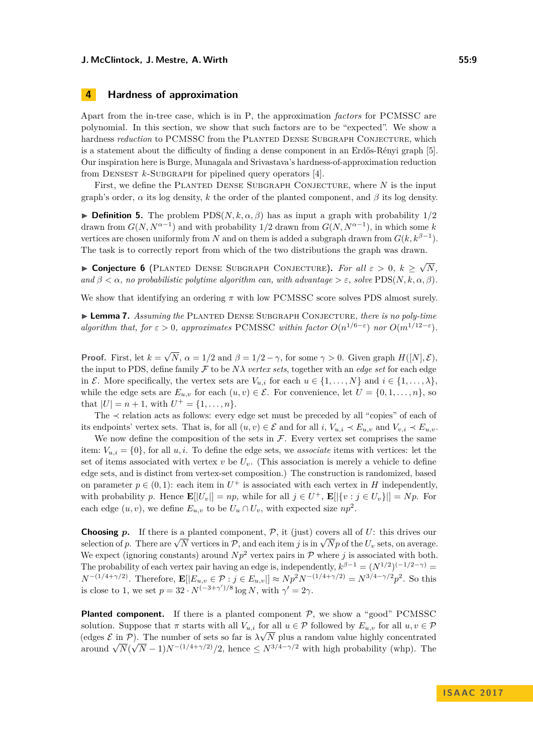## 4 Hardness of approximation

Apart from the in-tree case, which is in P, the approximation *factors* for PCMSSC are polynomial. In this section, we show that such factors are to be "expected". We show a hardness *reduction* to PCMSSC from the Planted Dense Subgraph Conjecture, which is a statement about the difficulty of finding a dense component in an Erdős-Rényi graph [5]. Our inspiration here is Burge, Munagala and Srivastava's hardness-of-approximation reduction from Densest $k$-Subgraph for pipelined query operators [4].

First, we define the Planted Dense Subgraph Conjecture, where $N$ is the input graph's order, $\alpha$ its log density, $k$ the order of the planted component, and $\beta$ its log density.

▶ **Definition 5.** The problem PDS$(N, k, \alpha, \beta)$ has as input a graph with probability 1/2 drawn from $G(N, N^{\alpha-1})$ and with probability 1/2 drawn from $G(N, N^{\alpha-1})$, in which some $k$ vertices are chosen uniformly from $N$ and on them is added a subgraph drawn from $G(k, k^{\beta-1})$. The task is to correctly report from which of the two distributions the graph was drawn.

▶ **Conjecture 6** (Planted Dense Subgraph Conjecture). *For all $\varepsilon > 0$, $k \geq \sqrt{N}$, and $\beta < \alpha$, no probabilistic polytime algorithm can, with advantage $> \varepsilon$, solve* PDS$(N, k, \alpha, \beta)$.

We show that identifying an ordering $\pi$ with low PCMSSC score solves PDS almost surely.

▶ **Lemma 7.** *Assuming the* Planted Dense Subgraph Conjecture*, there is no poly-time algorithm that, for $\varepsilon > 0$, approximates* PCMSSC *within factor $O(n^{1/6-\varepsilon})$ nor $O(m^{1/12-\varepsilon})$.*

**Proof.** First, let $k = \sqrt{N}$, $\alpha = 1/2$ and $\beta = 1/2 - \gamma$, for some $\gamma > 0$. Given graph $H([N], \mathcal{E})$, the input to PDS, define family $\mathcal{F}$ to be $N\lambda$ *vertex sets*, together with an *edge set* for each edge in $\mathcal{E}$. More specifically, the vertex sets are $V_{u,i}$ for each $u \in \{1, \ldots, N\}$ and $i \in \{1, \ldots, \lambda\}$, while the edge sets are $E_{u,v}$ for each $(u, v) \in \mathcal{E}$. For convenience, let $U = \{0, 1, \ldots, n\}$, so that $|U| = n + 1$, with $U^+ = \{1, \ldots, n\}$.

The $\prec$ relation acts as follows: every edge set must be preceded by all "copies" of each of its endpoints' vertex sets. That is, for all $(u, v) \in \mathcal{E}$ and for all $i$, $V_{u,i} \prec E_{u,v}$ and $V_{v,i} \prec E_{u,v}$.

We now define the composition of the sets in $\mathcal{F}$. Every vertex set comprises the same item: $V_{u,i} = \{0\}$, for all $u, i$. To define the edge sets, we *associate* items with vertices: let the set of items associated with vertex $v$ be $U_v$. (This association is merely a vehicle to define edge sets, and is distinct from vertex-set composition.) The construction is randomized, based on parameter $p \in (0, 1)$: each item in $U^+$ is associated with each vertex in $H$ independently, with probability $p$. Hence $\mathbf{E}[|U_v|] = np$, while for all $j \in U^+$, $\mathbf{E}[|\{v : j \in U_v\}|] = Np$. For each edge $(u, v)$, we define $E_{u,v}$ to be $U_u \cap U_v$, with expected size $np^2$.

**Choosing $p$.** If there is a planted component, $\mathcal{P}$, it (just) covers all of $U$: this drives our selection of $p$. There are $\sqrt{N}$ vertices in $\mathcal{P}$, and each item $j$ is in $\sqrt{N}p$ of the $U_v$ sets, on average. We expect (ignoring constants) around $Np^2$ vertex pairs in $\mathcal{P}$ where $j$ is associated with both. The probability of each vertex pair having an edge is, independently, $k^{\beta-1} = (N^{1/2})^{(-1/2-\gamma)} = N^{-(1/4+\gamma/2)}$. Therefore, $\mathbf{E}[|E_{u,v} \in \mathcal{P} : j \in E_{u,v}|] \approx Np^2 N^{-(1/4+\gamma/2)} = N^{3/4-\gamma/2}p^2$. So this is close to 1, we set $p = 32 \cdot N^{(-3+\gamma')/8} \log N$, with $\gamma' = 2\gamma$.

**Planted component.** If there is a planted component $\mathcal{P}$, we show a "good" PCMSSC solution. Suppose that $\pi$ starts with all $V_{u,i}$ for all $u \in \mathcal{P}$ followed by $E_{u,v}$ for all $u, v \in \mathcal{P}$ (edges $\mathcal{E}$ in $\mathcal{P}$). The number of sets so far is $\lambda\sqrt{N}$ plus a random value highly concentrated around $\sqrt{N}(\sqrt{N} - 1)N^{-(1/4+\gamma/2)}/2$, hence $\leq N^{3/4-\gamma/2}$ with high probability (whp). The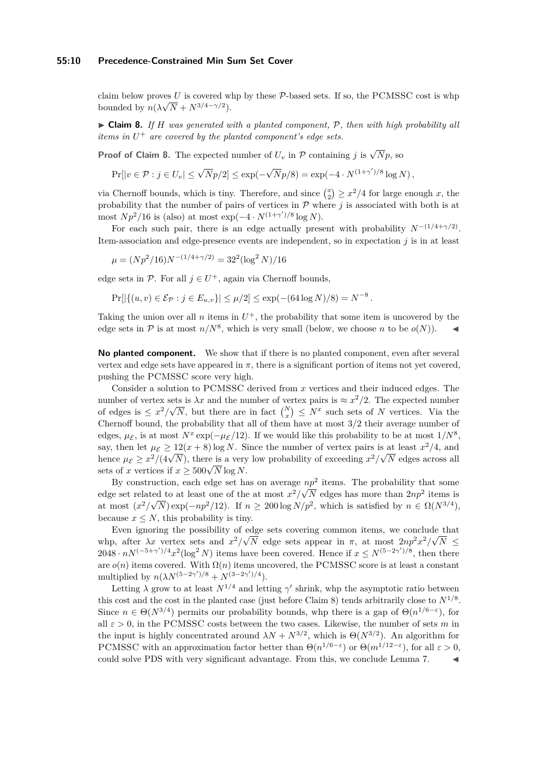claim below proves $U$ is covered whp by these $\mathcal{P}$-based sets. If so, the PCMSSC cost is whp bounded by $n(\lambda\sqrt{N} + N^{3/4-\gamma/2})$.

▶ **Claim 8.** *If $H$ was generated with a planted component, $\mathcal{P}$, then with high probability all items in $U^+$ are covered by the planted component's edge sets.*

**Proof of Claim 8.** The expected number of $U_v$ in $\mathcal{P}$ containing $j$ is $\sqrt{N}p$, so

$$\Pr[|v \in \mathcal{P} : j \in U_v| \leq \sqrt{N}p/2] \leq \exp(-\sqrt{N}p/8) = \exp(-4 \cdot N^{(1+\gamma')/8} \log N)\,,$$

via Chernoff bounds, which is tiny. Therefore, and since $\binom{x}{2} \geq x^2/4$ for large enough $x$, the probability that the number of pairs of vertices in $\mathcal{P}$ where $j$ is associated with both is at most $Np^2/16$ is (also) at most $\exp(-4 \cdot N^{(1+\gamma')/8} \log N)$.

For each such pair, there is an edge actually present with probability $N^{-(1/4+\gamma/2)}$. Item-association and edge-presence events are independent, so in expectation $j$ is in at least

$$\mu = (Np^2/16)N^{-(1/4+\gamma/2)} = 32^2(\log^2 N)/16$$

edge sets in $\mathcal{P}$. For all $j \in U^+$, again via Chernoff bounds,

$$\Pr[|\{(u, v) \in \mathcal{E}_{\mathcal{P}} : j \in E_{u,v}\}| \leq \mu/2] \leq \exp(-(64 \log N)/8) = N^{-8}\,.$$

Taking the union over all $n$ items in $U^+$, the probability that some item is uncovered by the edge sets in $\mathcal{P}$ is at most $n/N^8$, which is very small (below, we choose $n$ to be $o(N)$). ◀

**No planted component.** We show that if there is no planted component, even after several vertex and edge sets have appeared in $\pi$, there is a significant portion of items not yet covered, pushing the PCMSSC score very high.

Consider a solution to PCMSSC derived from $x$ vertices and their induced edges. The number of vertex sets is $\lambda x$ and the number of vertex pairs is $\approx x^2/2$. The expected number of edges is $\leq x^2/\sqrt{N}$, but there are in fact $\binom{N}{x} \leq N^x$ such sets of $N$ vertices. Via the Chernoff bound, the probability that all of them have at most $3/2$ their average number of edges, $\mu_{\mathcal{E}}$, is at most $N^x \exp(-\mu_{\mathcal{E}}/12)$. If we would like this probability to be at most $1/N^8$, say, then let $\mu_{\mathcal{E}} \geq 12(x + 8) \log N$. Since the number of vertex pairs is at least $x^2/4$, and hence $\mu_{\mathcal{E}} \geq x^2/(4\sqrt{N})$, there is a very low probability of exceeding $x^2/\sqrt{N}$ edges across all sets of $x$ vertices if $x \geq 500\sqrt{N} \log N$.

By construction, each edge set has on average $np^2$ items. The probability that some edge set related to at least one of the at most $x^2/\sqrt{N}$ edges has more than $2np^2$ items is at most $(x^2/\sqrt{N}) \exp(-np^2/12)$. If $n \geq 200 \log N/p^2$, which is satisfied by $n \in \Omega(N^{3/4})$, because $x \leq N$, this probability is tiny.

Even ignoring the possibility of edge sets covering common items, we conclude that whp, after $\lambda x$ vertex sets and $x^2/\sqrt{N}$ edge sets appear in $\pi$, at most $2np^2x^2/\sqrt{N} \leq 2048 \cdot nN^{(-5+\gamma')/4}x^2(\log^2 N)$ items have been covered. Hence if $x \leq N^{(5-2\gamma')/8}$, then there are $o(n)$ items covered. With $\Omega(n)$ items uncovered, the PCMSSC score is at least a constant multiplied by $n(\lambda N^{(5-2\gamma')/8} + N^{(3-2\gamma')/4})$.

Letting $\lambda$ grow to at least $N^{1/4}$ and letting $\gamma'$ shrink, whp the asymptotic ratio between this cost and the cost in the planted case (just before Claim 8) tends arbitrarily close to $N^{1/8}$. Since $n \in \Theta(N^{3/4})$ permits our probability bounds, whp there is a gap of $\Theta(n^{1/6-\varepsilon})$, for all $\varepsilon > 0$, in the PCMSSC costs between the two cases. Likewise, the number of sets $m$ in the input is highly concentrated around $\lambda N + N^{3/2}$, which is $\Theta(N^{3/2})$. An algorithm for PCMSSC with an approximation factor better than $\Theta(n^{1/6-\varepsilon})$ or $\Theta(m^{1/12-\varepsilon})$, for all $\varepsilon > 0$, could solve PDS with very significant advantage. From this, we conclude Lemma 7. ◀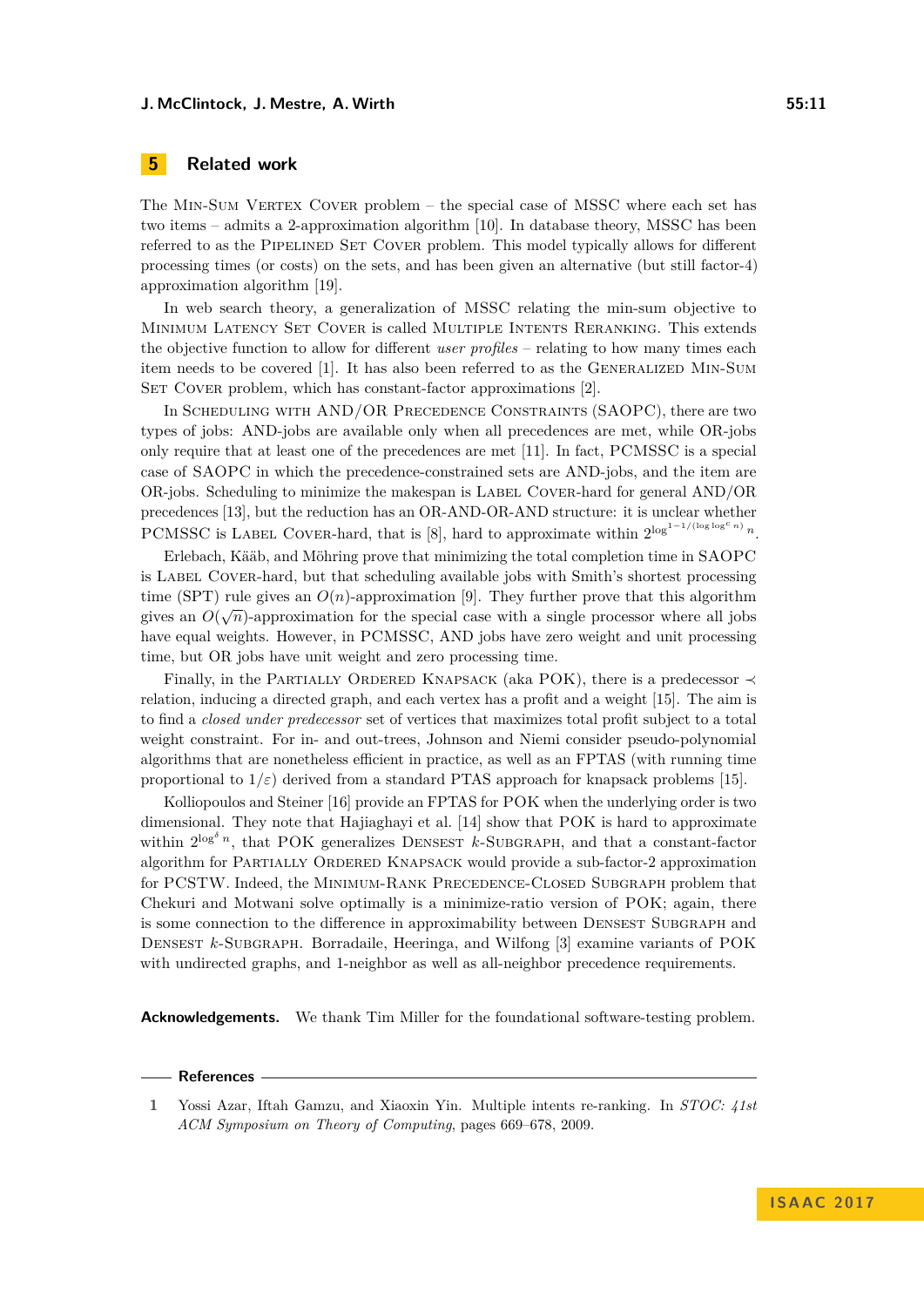## 5 Related work

The Min-Sum Vertex Cover problem – the special case of MSSC where each set has two items – admits a 2-approximation algorithm [10]. In database theory, MSSC has been referred to as the Pipelined Set Cover problem. This model typically allows for different processing times (or costs) on the sets, and has been given an alternative (but still factor-4) approximation algorithm [19].

In web search theory, a generalization of MSSC relating the min-sum objective to Minimum Latency Set Cover is called Multiple Intents Reranking. This extends the objective function to allow for different *user profiles* – relating to how many times each item needs to be covered [1]. It has also been referred to as the Generalized Min-Sum Set Cover problem, which has constant-factor approximations [2].

In Scheduling with AND/OR Precedence Constraints (SAOPC), there are two types of jobs: AND-jobs are available only when all precedences are met, while OR-jobs only require that at least one of the precedences are met [11]. In fact, PCMSSC is a special case of SAOPC in which the precedence-constrained sets are AND-jobs, and the item are OR-jobs. Scheduling to minimize the makespan is Label Cover-hard for general AND/OR precedences [13], but the reduction has an OR-AND-OR-AND structure: it is unclear whether PCMSSC is Label Cover-hard, that is [8], hard to approximate within $2^{\log^{1-1/(\log\log^c n)} n}$.

Erlebach, Kääb, and Möhring prove that minimizing the total completion time in SAOPC is Label Cover-hard, but that scheduling available jobs with Smith's shortest processing time (SPT) rule gives an $O(n)$-approximation [9]. They further prove that this algorithm gives an $O(\sqrt{n})$-approximation for the special case with a single processor where all jobs have equal weights. However, in PCMSSC, AND jobs have zero weight and unit processing time, but OR jobs have unit weight and zero processing time.

Finally, in the Partially Ordered Knapsack (aka POK), there is a predecessor $\prec$ relation, inducing a directed graph, and each vertex has a profit and a weight [15]. The aim is to find a *closed under predecessor* set of vertices that maximizes total profit subject to a total weight constraint. For in- and out-trees, Johnson and Niemi consider pseudo-polynomial algorithms that are nonetheless efficient in practice, as well as an FPTAS (with running time proportional to $1/\varepsilon$) derived from a standard PTAS approach for knapsack problems [15].

Kolliopoulos and Steiner [16] provide an FPTAS for POK when the underlying order is two dimensional. They note that Hajiaghayi et al. [14] show that POK is hard to approximate within $2^{\log^{\delta} n}$, that POK generalizes Densest $k$-Subgraph, and that a constant-factor algorithm for Partially Ordered Knapsack would provide a sub-factor-2 approximation for PCSTW. Indeed, the Minimum-Rank Precedence-Closed Subgraph problem that Chekuri and Motwani solve optimally is a minimize-ratio version of POK; again, there is some connection to the difference in approximability between Densest Subgraph and Densest $k$-Subgraph. Borradaile, Heeringa, and Wilfong [3] examine variants of POK with undirected graphs, and 1-neighbor as well as all-neighbor precedence requirements.

**Acknowledgements.** We thank Tim Miller for the foundational software-testing problem.

## References

1 Yossi Azar, Iftah Gamzu, and Xiaoxin Yin. Multiple intents re-ranking. In *STOC: 41st ACM Symposium on Theory of Computing*, pages 669–678, 2009.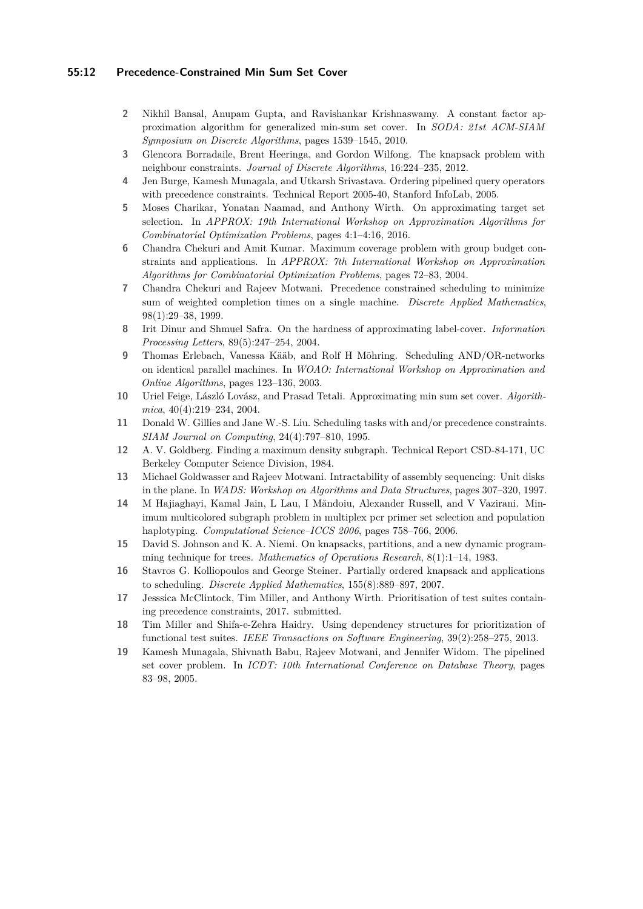2 Nikhil Bansal, Anupam Gupta, and Ravishankar Krishnaswamy. A constant factor approximation algorithm for generalized min-sum set cover. In *SODA: 21st ACM-SIAM Symposium on Discrete Algorithms*, pages 1539–1545, 2010.

3 Glencora Borradaile, Brent Heeringa, and Gordon Wilfong. The knapsack problem with neighbour constraints. *Journal of Discrete Algorithms*, 16:224–235, 2012.

4 Jen Burge, Kamesh Munagala, and Utkarsh Srivastava. Ordering pipelined query operators with precedence constraints. Technical Report 2005-40, Stanford InfoLab, 2005.

5 Moses Charikar, Yonatan Naamad, and Anthony Wirth. On approximating target set selection. In *APPROX: 19th International Workshop on Approximation Algorithms for Combinatorial Optimization Problems*, pages 4:1–4:16, 2016.

6 Chandra Chekuri and Amit Kumar. Maximum coverage problem with group budget constraints and applications. In *APPROX: 7th International Workshop on Approximation Algorithms for Combinatorial Optimization Problems*, pages 72–83, 2004.

7 Chandra Chekuri and Rajeev Motwani. Precedence constrained scheduling to minimize sum of weighted completion times on a single machine. *Discrete Applied Mathematics*, 98(1):29–38, 1999.

8 Irit Dinur and Shmuel Safra. On the hardness of approximating label-cover. *Information Processing Letters*, 89(5):247–254, 2004.

9 Thomas Erlebach, Vanessa Kääb, and Rolf H Möhring. Scheduling AND/OR-networks on identical parallel machines. In *WOAO: International Workshop on Approximation and Online Algorithms*, pages 123–136, 2003.

10 Uriel Feige, László Lovász, and Prasad Tetali. Approximating min sum set cover. *Algorithmica*, 40(4):219–234, 2004.

11 Donald W. Gillies and Jane W.-S. Liu. Scheduling tasks with and/or precedence constraints. *SIAM Journal on Computing*, 24(4):797–810, 1995.

12 A. V. Goldberg. Finding a maximum density subgraph. Technical Report CSD-84-171, UC Berkeley Computer Science Division, 1984.

13 Michael Goldwasser and Rajeev Motwani. Intractability of assembly sequencing: Unit disks in the plane. In *WADS: Workshop on Algorithms and Data Structures*, pages 307–320, 1997.

14 M Hajiaghayi, Kamal Jain, L Lau, I Măndoiu, Alexander Russell, and V Vazirani. Minimum multicolored subgraph problem in multiplex pcr primer set selection and population haplotyping. *Computational Science–ICCS 2006*, pages 758–766, 2006.

15 David S. Johnson and K. A. Niemi. On knapsacks, partitions, and a new dynamic programming technique for trees. *Mathematics of Operations Research*, 8(1):1–14, 1983.

16 Stavros G. Kolliopoulos and George Steiner. Partially ordered knapsack and applications to scheduling. *Discrete Applied Mathematics*, 155(8):889–897, 2007.

17 Jesssica McClintock, Tim Miller, and Anthony Wirth. Prioritisation of test suites containing precedence constraints, 2017. submitted.

18 Tim Miller and Shifa-e-Zehra Haidry. Using dependency structures for prioritization of functional test suites. *IEEE Transactions on Software Engineering*, 39(2):258–275, 2013.

19 Kamesh Munagala, Shivnath Babu, Rajeev Motwani, and Jennifer Widom. The pipelined set cover problem. In *ICDT: 10th International Conference on Database Theory*, pages 83–98, 2005.